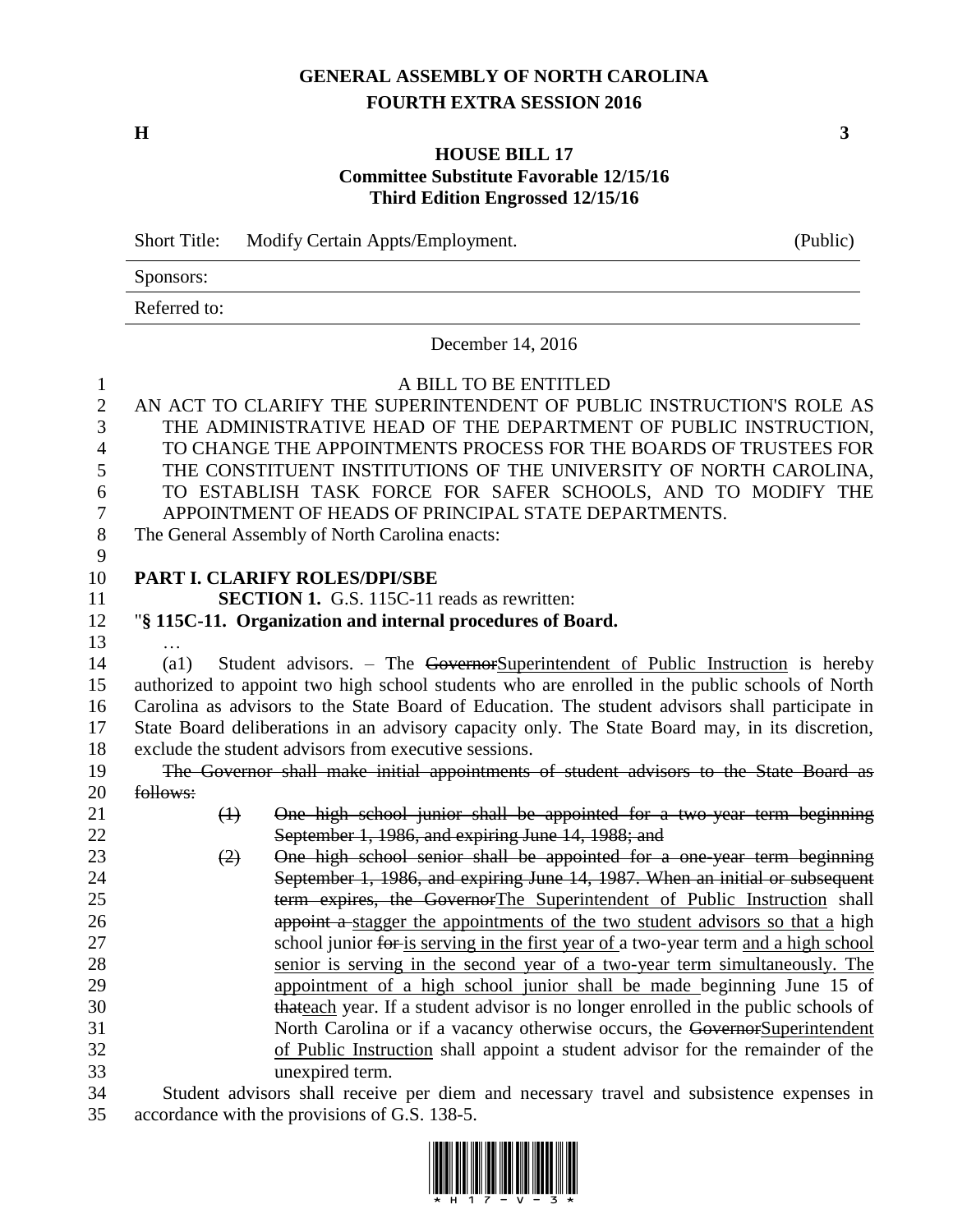**GENERAL ASSEMBLY OF NORTH CAROLINA**
**FOURTH EXTRA SESSION 2016**

**H** **3**

**HOUSE BILL 17**
**Committee Substitute Favorable 12/15/16**
**Third Edition Engrossed 12/15/16**

Short Title: Modify Certain Appts/Employment. (Public)

Sponsors:

Referred to:

December 14, 2016

A BILL TO BE ENTITLED

AN ACT TO CLARIFY THE SUPERINTENDENT OF PUBLIC INSTRUCTION'S ROLE AS THE ADMINISTRATIVE HEAD OF THE DEPARTMENT OF PUBLIC INSTRUCTION, TO CHANGE THE APPOINTMENTS PROCESS FOR THE BOARDS OF TRUSTEES FOR THE CONSTITUENT INSTITUTIONS OF THE UNIVERSITY OF NORTH CAROLINA, TO ESTABLISH TASK FORCE FOR SAFER SCHOOLS, AND TO MODIFY THE APPOINTMENT OF HEADS OF PRINCIPAL STATE DEPARTMENTS.

The General Assembly of North Carolina enacts:

**PART I. CLARIFY ROLES/DPI/SBE**

**SECTION 1.** G.S. 115C-11 reads as rewritten:

"**§ 115C-11. Organization and internal procedures of Board.**

…

(a1) Student advisors. – The ~~Governor~~Superintendent of Public Instruction is hereby authorized to appoint two high school students who are enrolled in the public schools of North Carolina as advisors to the State Board of Education. The student advisors shall participate in State Board deliberations in an advisory capacity only. The State Board may, in its discretion, exclude the student advisors from executive sessions.

~~The Governor shall make initial appointments of student advisors to the State Board as follows:~~

~~(1) One high school junior shall be appointed for a two-year term beginning September 1, 1986, and expiring June 14, 1988; and~~

~~(2) One high school senior shall be appointed for a one-year term beginning September 1, 1986, and expiring June 14, 1987. When an initial or subsequent term expires, the Governor~~The Superintendent of Public Instruction shall ~~appoint a~~ stagger the appointments of the two student advisors so that a high school junior ~~for~~ is serving in the first year of a two-year term and a high school senior is serving in the second year of a two-year term simultaneously. The appointment of a high school junior shall be made beginning June 15 of ~~that~~each year. If a student advisor is no longer enrolled in the public schools of North Carolina or if a vacancy otherwise occurs, the ~~Governor~~Superintendent of Public Instruction shall appoint a student advisor for the remainder of the unexpired term.

Student advisors shall receive per diem and necessary travel and subsistence expenses in accordance with the provisions of G.S. 138-5.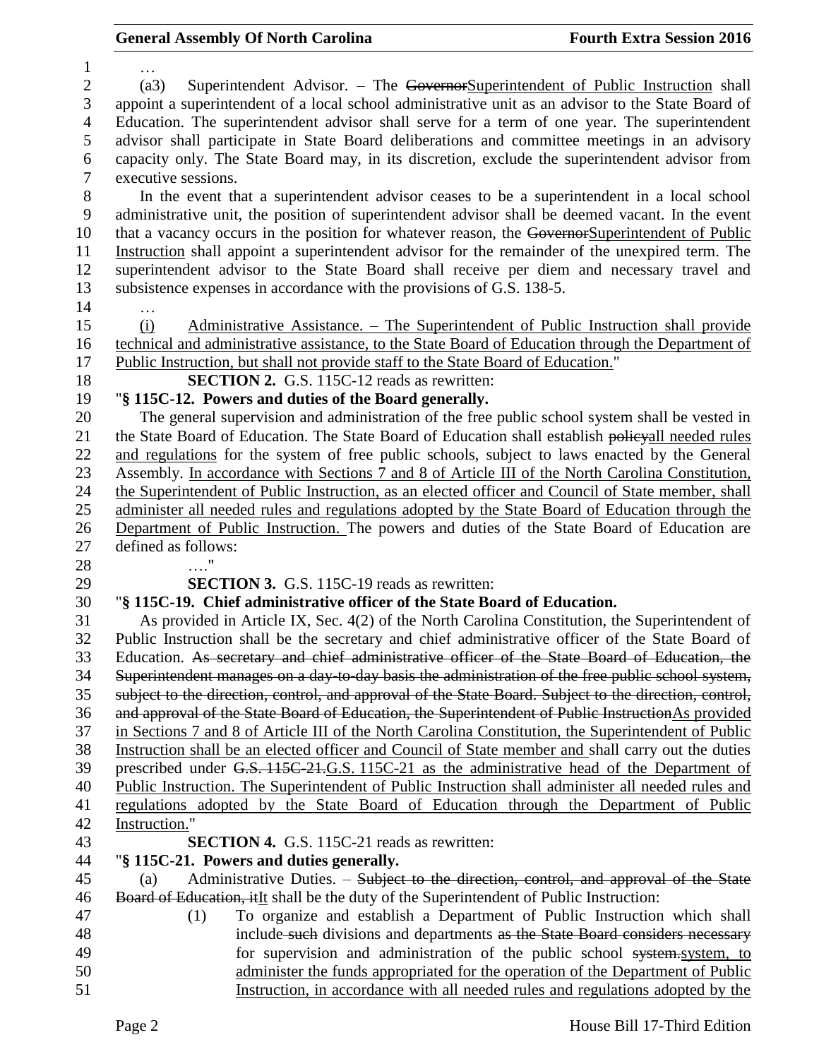…

(a3) Superintendent Advisor. – The ~~Governor~~Superintendent of Public Instruction shall appoint a superintendent of a local school administrative unit as an advisor to the State Board of Education. The superintendent advisor shall serve for a term of one year. The superintendent advisor shall participate in State Board deliberations and committee meetings in an advisory capacity only. The State Board may, in its discretion, exclude the superintendent advisor from executive sessions.

In the event that a superintendent advisor ceases to be a superintendent in a local school administrative unit, the position of superintendent advisor shall be deemed vacant. In the event that a vacancy occurs in the position for whatever reason, the ~~Governor~~Superintendent of Public Instruction shall appoint a superintendent advisor for the remainder of the unexpired term. The superintendent advisor to the State Board shall receive per diem and necessary travel and subsistence expenses in accordance with the provisions of G.S. 138-5.

…

(i) Administrative Assistance. – The Superintendent of Public Instruction shall provide technical and administrative assistance, to the State Board of Education through the Department of Public Instruction, but shall not provide staff to the State Board of Education."

**SECTION 2.** G.S. 115C-12 reads as rewritten:

"**§ 115C-12. Powers and duties of the Board generally.**

The general supervision and administration of the free public school system shall be vested in the State Board of Education. The State Board of Education shall establish ~~policy~~all needed rules and regulations for the system of free public schools, subject to laws enacted by the General Assembly. In accordance with Sections 7 and 8 of Article III of the North Carolina Constitution, the Superintendent of Public Instruction, as an elected officer and Council of State member, shall administer all needed rules and regulations adopted by the State Board of Education through the Department of Public Instruction. The powers and duties of the State Board of Education are defined as follows:

…."

**SECTION 3.** G.S. 115C-19 reads as rewritten:

"**§ 115C-19. Chief administrative officer of the State Board of Education.**

As provided in Article IX, Sec. 4(2) of the North Carolina Constitution, the Superintendent of Public Instruction shall be the secretary and chief administrative officer of the State Board of Education. ~~As secretary and chief administrative officer of the State Board of Education, the Superintendent manages on a day-to-day basis the administration of the free public school system, subject to the direction, control, and approval of the State Board. Subject to the direction, control, and approval of the State Board of Education, the Superintendent of Public Instruction~~As provided in Sections 7 and 8 of Article III of the North Carolina Constitution, the Superintendent of Public Instruction shall be an elected officer and Council of State member and shall carry out the duties prescribed under ~~G.S. 115C-21.~~G.S. 115C-21 as the administrative head of the Department of Public Instruction. The Superintendent of Public Instruction shall administer all needed rules and regulations adopted by the State Board of Education through the Department of Public Instruction."

**SECTION 4.** G.S. 115C-21 reads as rewritten:

"**§ 115C-21. Powers and duties generally.**

(a) Administrative Duties. – ~~Subject to the direction, control, and approval of the State Board of Education, it~~It shall be the duty of the Superintendent of Public Instruction:

(1) To organize and establish a Department of Public Instruction which shall include ~~such~~ divisions and departments ~~as the State Board considers necessary~~ for supervision and administration of the public school ~~system.~~system, to administer the funds appropriated for the operation of the Department of Public Instruction, in accordance with all needed rules and regulations adopted by the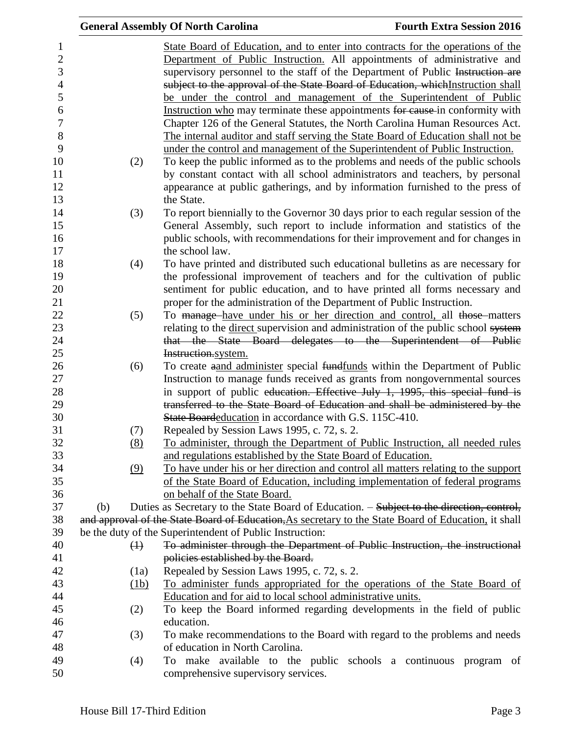State Board of Education, and to enter into contracts for the operations of the Department of Public Instruction. All appointments of administrative and supervisory personnel to the staff of the Department of Public ~~Instruction are subject to the approval of the State Board of Education, which~~Instruction shall be under the control and management of the Superintendent of Public Instruction who may terminate these appointments ~~for cause~~ in conformity with Chapter 126 of the General Statutes, the North Carolina Human Resources Act. The internal auditor and staff serving the State Board of Education shall not be under the control and management of the Superintendent of Public Instruction.

(2) To keep the public informed as to the problems and needs of the public schools by constant contact with all school administrators and teachers, by personal appearance at public gatherings, and by information furnished to the press of the State.

(3) To report biennially to the Governor 30 days prior to each regular session of the General Assembly, such report to include information and statistics of the public schools, with recommendations for their improvement and for changes in the school law.

(4) To have printed and distributed such educational bulletins as are necessary for the professional improvement of teachers and for the cultivation of public sentiment for public education, and to have printed all forms necessary and proper for the administration of the Department of Public Instruction.

(5) To ~~manage~~ have under his or her direction and control, all ~~those~~ matters relating to the direct supervision and administration of the public school ~~system that the State Board delegates to the Superintendent of Public Instruction.~~system.

(6) To create ~~a~~and administer special ~~fund~~funds within the Department of Public Instruction to manage funds received as grants from nongovernmental sources in support of public ~~education. Effective July 1, 1995, this special fund is transferred to the State Board of Education and shall be administered by the State Board~~education in accordance with G.S. 115C-410.

(7) Repealed by Session Laws 1995, c. 72, s. 2.

(8) To administer, through the Department of Public Instruction, all needed rules and regulations established by the State Board of Education.

(9) To have under his or her direction and control all matters relating to the support of the State Board of Education, including implementation of federal programs on behalf of the State Board.

(b) Duties as Secretary to the State Board of Education. – ~~Subject to the direction, control, and approval of the State Board of Education,~~As secretary to the State Board of Education, it shall be the duty of the Superintendent of Public Instruction:

~~(1) To administer through the Department of Public Instruction, the instructional policies established by the Board.~~

(1a) Repealed by Session Laws 1995, c. 72, s. 2.

(1b) To administer funds appropriated for the operations of the State Board of Education and for aid to local school administrative units.

(2) To keep the Board informed regarding developments in the field of public education.

(3) To make recommendations to the Board with regard to the problems and needs of education in North Carolina.

(4) To make available to the public schools a continuous program of comprehensive supervisory services.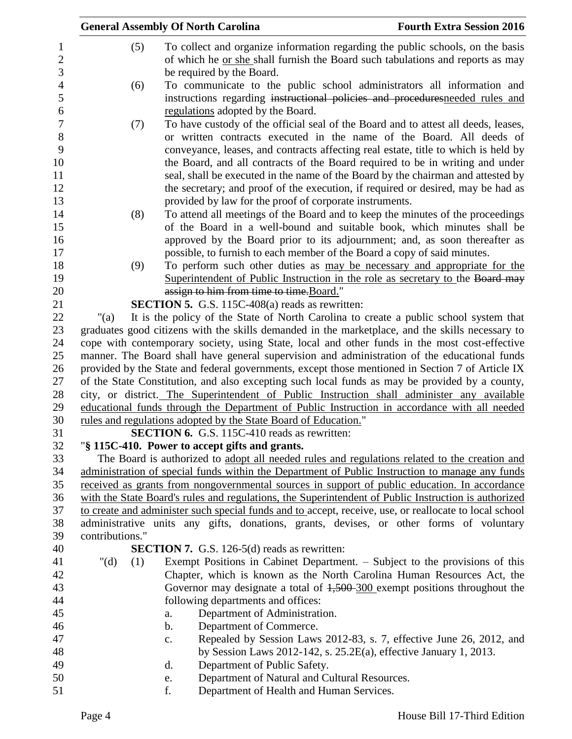(5) To collect and organize information regarding the public schools, on the basis of which he or she shall furnish the Board such tabulations and reports as may be required by the Board.

(6) To communicate to the public school administrators all information and instructions regarding ~~instructional policies and procedures~~needed rules and regulations adopted by the Board.

(7) To have custody of the official seal of the Board and to attest all deeds, leases, or written contracts executed in the name of the Board. All deeds of conveyance, leases, and contracts affecting real estate, title to which is held by the Board, and all contracts of the Board required to be in writing and under seal, shall be executed in the name of the Board by the chairman and attested by the secretary; and proof of the execution, if required or desired, may be had as provided by law for the proof of corporate instruments.

(8) To attend all meetings of the Board and to keep the minutes of the proceedings of the Board in a well-bound and suitable book, which minutes shall be approved by the Board prior to its adjournment; and, as soon thereafter as possible, to furnish to each member of the Board a copy of said minutes.

(9) To perform such other duties as may be necessary and appropriate for the Superintendent of Public Instruction in the role as secretary to the ~~Board may assign to him from time to time.~~Board."

**SECTION 5.** G.S. 115C-408(a) reads as rewritten:

"(a) It is the policy of the State of North Carolina to create a public school system that graduates good citizens with the skills demanded in the marketplace, and the skills necessary to cope with contemporary society, using State, local and other funds in the most cost-effective manner. The Board shall have general supervision and administration of the educational funds provided by the State and federal governments, except those mentioned in Section 7 of Article IX of the State Constitution, and also excepting such local funds as may be provided by a county, city, or district. The Superintendent of Public Instruction shall administer any available educational funds through the Department of Public Instruction in accordance with all needed rules and regulations adopted by the State Board of Education."

**SECTION 6.** G.S. 115C-410 reads as rewritten:

"**§ 115C-410. Power to accept gifts and grants.**

The Board is authorized to adopt all needed rules and regulations related to the creation and administration of special funds within the Department of Public Instruction to manage any funds received as grants from nongovernmental sources in support of public education. In accordance with the State Board's rules and regulations, the Superintendent of Public Instruction is authorized to create and administer such special funds and to accept, receive, use, or reallocate to local school administrative units any gifts, donations, grants, devises, or other forms of voluntary contributions."

**SECTION 7.** G.S. 126-5(d) reads as rewritten:

"(d) (1) Exempt Positions in Cabinet Department. – Subject to the provisions of this Chapter, which is known as the North Carolina Human Resources Act, the Governor may designate a total of ~~1,500~~ 300 exempt positions throughout the following departments and offices:

a. Department of Administration.
b. Department of Commerce.
c. Repealed by Session Laws 2012-83, s. 7, effective June 26, 2012, and by Session Laws 2012-142, s. 25.2E(a), effective January 1, 2013.
d. Department of Public Safety.
e. Department of Natural and Cultural Resources.
f. Department of Health and Human Services.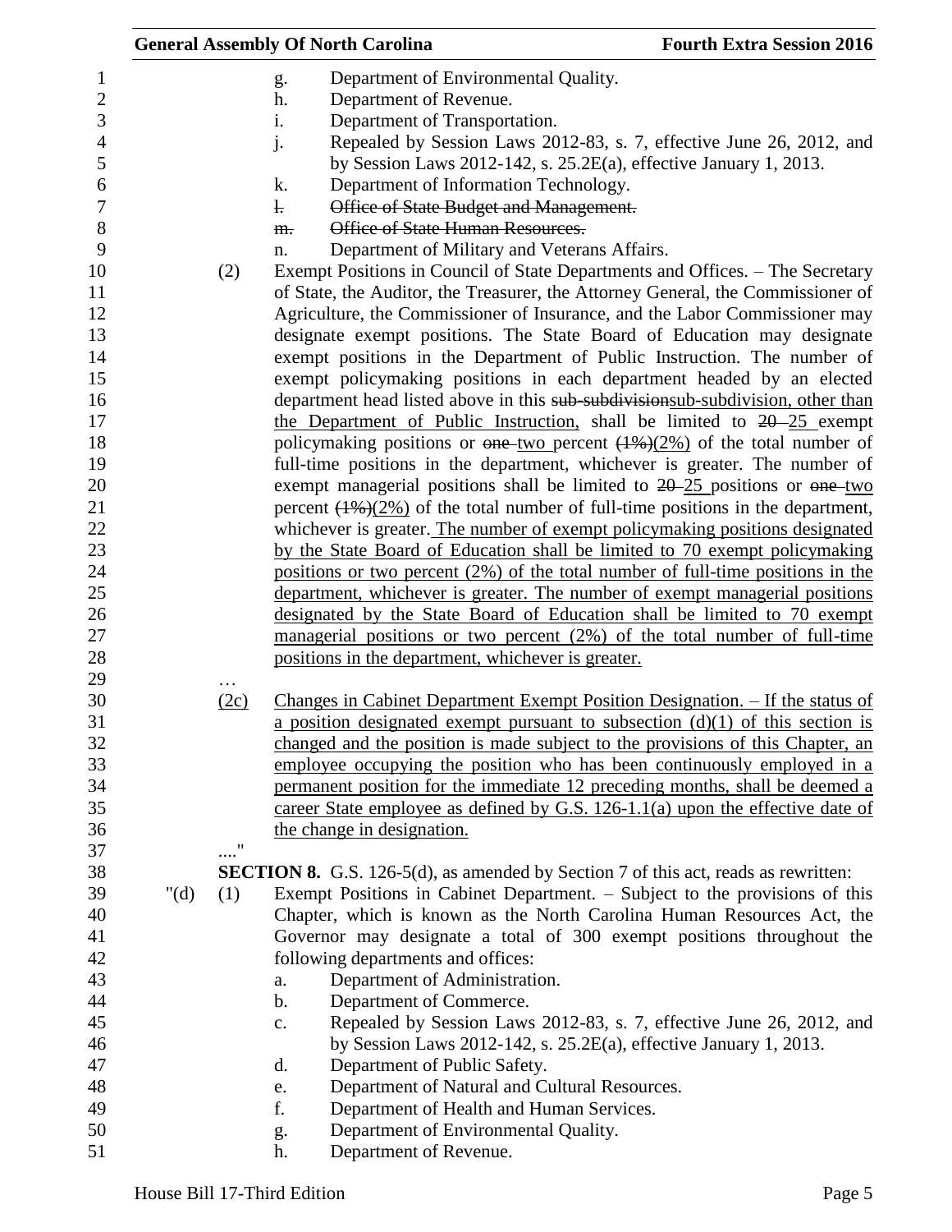g. Department of Environmental Quality.

h. Department of Revenue.

i. Department of Transportation.

j. Repealed by Session Laws 2012-83, s. 7, effective June 26, 2012, and by Session Laws 2012-142, s. 25.2E(a), effective January 1, 2013.

k. Department of Information Technology.

~~l. Office of State Budget and Management.~~

~~m. Office of State Human Resources.~~

n. Department of Military and Veterans Affairs.

(2) Exempt Positions in Council of State Departments and Offices. – The Secretary of State, the Auditor, the Treasurer, the Attorney General, the Commissioner of Agriculture, the Commissioner of Insurance, and the Labor Commissioner may designate exempt positions. The State Board of Education may designate exempt positions in the Department of Public Instruction. The number of exempt policymaking positions in each department headed by an elected department head listed above in this ~~sub-subdivision~~<u>sub-subdivision, other than the Department of Public Instruction,</u> shall be limited to ~~20~~ <u>25</u> exempt policymaking positions or ~~one~~ <u>two</u> percent ~~(1%)~~<u>(2%)</u> of the total number of full-time positions in the department, whichever is greater. The number of exempt managerial positions shall be limited to ~~20~~ <u>25</u> positions or ~~one~~ <u>two</u> percent ~~(1%)~~<u>(2%)</u> of the total number of full-time positions in the department, whichever is greater.<u> The number of exempt policymaking positions designated by the State Board of Education shall be limited to 70 exempt policymaking positions or two percent (2%) of the total number of full-time positions in the department, whichever is greater. The number of exempt managerial positions designated by the State Board of Education shall be limited to 70 exempt managerial positions or two percent (2%) of the total number of full-time positions in the department, whichever is greater.</u>

…

<u>(2c) Changes in Cabinet Department Exempt Position Designation. – If the status of a position designated exempt pursuant to subsection (d)(1) of this section is changed and the position is made subject to the provisions of this Chapter, an employee occupying the position who has been continuously employed in a permanent position for the immediate 12 preceding months, shall be deemed a career State employee as defined by G.S. 126-1.1(a) upon the effective date of the change in designation.</u>

…."

**SECTION 8.** G.S. 126-5(d), as amended by Section 7 of this act, reads as rewritten:

"(d) (1) Exempt Positions in Cabinet Department. – Subject to the provisions of this Chapter, which is known as the North Carolina Human Resources Act, the Governor may designate a total of 300 exempt positions throughout the following departments and offices:

a. Department of Administration.

b. Department of Commerce.

c. Repealed by Session Laws 2012-83, s. 7, effective June 26, 2012, and by Session Laws 2012-142, s. 25.2E(a), effective January 1, 2013.

d. Department of Public Safety.

e. Department of Natural and Cultural Resources.

f. Department of Health and Human Services.

g. Department of Environmental Quality.

h. Department of Revenue.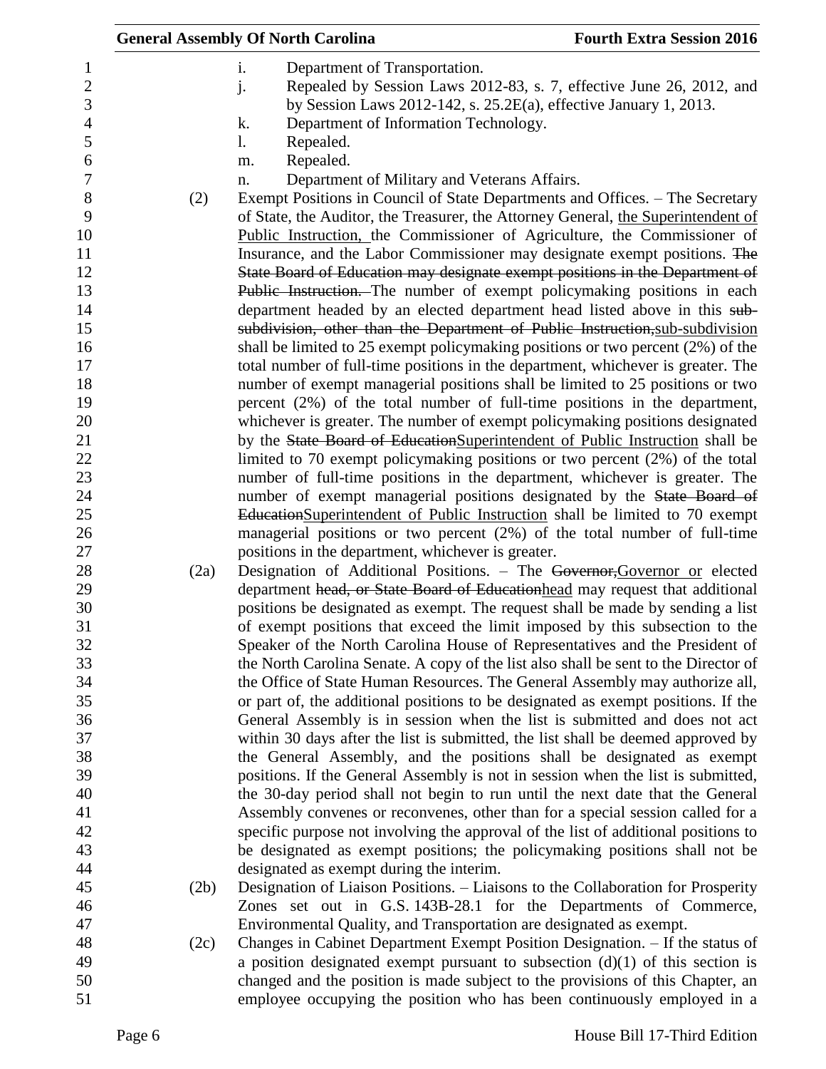i. Department of Transportation.

j. Repealed by Session Laws 2012-83, s. 7, effective June 26, 2012, and by Session Laws 2012-142, s. 25.2E(a), effective January 1, 2013.

k. Department of Information Technology.

l. Repealed.

m. Repealed.

n. Department of Military and Veterans Affairs.

(2) Exempt Positions in Council of State Departments and Offices. – The Secretary of State, the Auditor, the Treasurer, the Attorney General, the Superintendent of Public Instruction, the Commissioner of Agriculture, the Commissioner of Insurance, and the Labor Commissioner may designate exempt positions. ~~The State Board of Education may designate exempt positions in the Department of Public Instruction.~~ The number of exempt policymaking positions in each department headed by an elected department head listed above in this ~~sub-subdivision, other than the Department of Public Instruction,~~sub-subdivision shall be limited to 25 exempt policymaking positions or two percent (2%) of the total number of full-time positions in the department, whichever is greater. The number of exempt managerial positions shall be limited to 25 positions or two percent (2%) of the total number of full-time positions in the department, whichever is greater. The number of exempt policymaking positions designated by the ~~State Board of Education~~Superintendent of Public Instruction shall be limited to 70 exempt policymaking positions or two percent (2%) of the total number of full-time positions in the department, whichever is greater. The number of exempt managerial positions designated by the ~~State Board of Education~~Superintendent of Public Instruction shall be limited to 70 exempt managerial positions or two percent (2%) of the total number of full-time positions in the department, whichever is greater.

(2a) Designation of Additional Positions. – The ~~Governor,~~Governor or elected department ~~head, or State Board of Education~~head may request that additional positions be designated as exempt. The request shall be made by sending a list of exempt positions that exceed the limit imposed by this subsection to the Speaker of the North Carolina House of Representatives and the President of the North Carolina Senate. A copy of the list also shall be sent to the Director of the Office of State Human Resources. The General Assembly may authorize all, or part of, the additional positions to be designated as exempt positions. If the General Assembly is in session when the list is submitted and does not act within 30 days after the list is submitted, the list shall be deemed approved by the General Assembly, and the positions shall be designated as exempt positions. If the General Assembly is not in session when the list is submitted, the 30-day period shall not begin to run until the next date that the General Assembly convenes or reconvenes, other than for a special session called for a specific purpose not involving the approval of the list of additional positions to be designated as exempt positions; the policymaking positions shall not be designated as exempt during the interim.

(2b) Designation of Liaison Positions. – Liaisons to the Collaboration for Prosperity Zones set out in G.S. 143B-28.1 for the Departments of Commerce, Environmental Quality, and Transportation are designated as exempt.

(2c) Changes in Cabinet Department Exempt Position Designation. – If the status of a position designated exempt pursuant to subsection (d)(1) of this section is changed and the position is made subject to the provisions of this Chapter, an employee occupying the position who has been continuously employed in a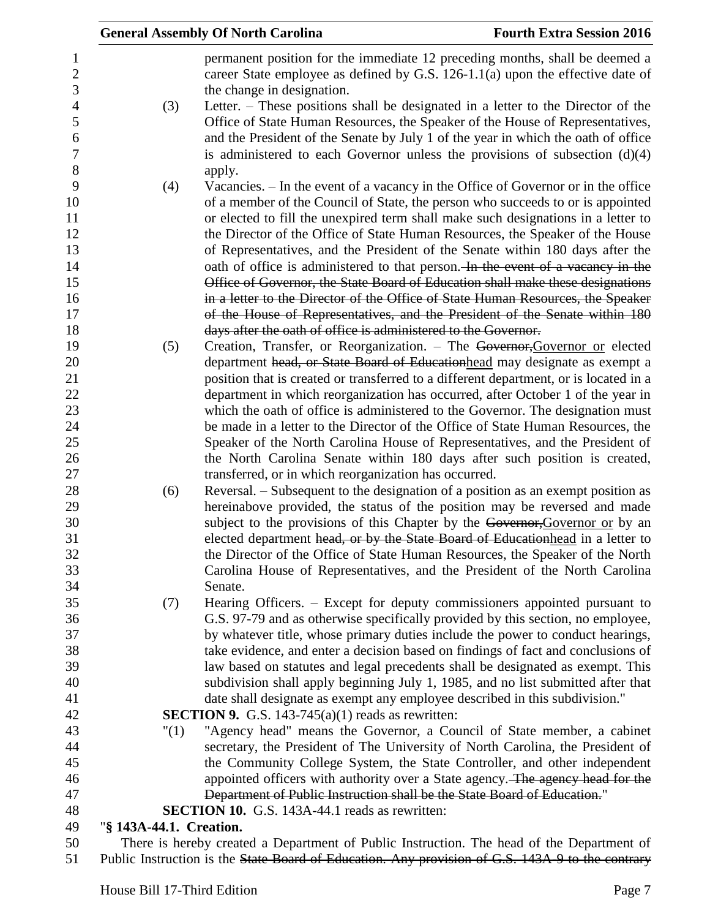permanent position for the immediate 12 preceding months, shall be deemed a career State employee as defined by G.S. 126-1.1(a) upon the effective date of the change in designation.

(3) Letter. – These positions shall be designated in a letter to the Director of the Office of State Human Resources, the Speaker of the House of Representatives, and the President of the Senate by July 1 of the year in which the oath of office is administered to each Governor unless the provisions of subsection (d)(4) apply.

(4) Vacancies. – In the event of a vacancy in the Office of Governor or in the office of a member of the Council of State, the person who succeeds to or is appointed or elected to fill the unexpired term shall make such designations in a letter to the Director of the Office of State Human Resources, the Speaker of the House of Representatives, and the President of the Senate within 180 days after the oath of office is administered to that person. ~~In the event of a vacancy in the Office of Governor, the State Board of Education shall make these designations in a letter to the Director of the Office of State Human Resources, the Speaker of the House of Representatives, and the President of the Senate within 180 days after the oath of office is administered to the Governor.~~

(5) Creation, Transfer, or Reorganization. – The ~~Governor,~~<u>Governor or</u> elected department ~~head, or State Board of Education~~<u>head</u> may designate as exempt a position that is created or transferred to a different department, or is located in a department in which reorganization has occurred, after October 1 of the year in which the oath of office is administered to the Governor. The designation must be made in a letter to the Director of the Office of State Human Resources, the Speaker of the North Carolina House of Representatives, and the President of the North Carolina Senate within 180 days after such position is created, transferred, or in which reorganization has occurred.

(6) Reversal. – Subsequent to the designation of a position as an exempt position as hereinabove provided, the status of the position may be reversed and made subject to the provisions of this Chapter by the ~~Governor,~~<u>Governor or</u> by an elected department ~~head, or by the State Board of Education~~<u>head</u> in a letter to the Director of the Office of State Human Resources, the Speaker of the North Carolina House of Representatives, and the President of the North Carolina Senate.

(7) Hearing Officers. – Except for deputy commissioners appointed pursuant to G.S. 97-79 and as otherwise specifically provided by this section, no employee, by whatever title, whose primary duties include the power to conduct hearings, take evidence, and enter a decision based on findings of fact and conclusions of law based on statutes and legal precedents shall be designated as exempt. This subdivision shall apply beginning July 1, 1985, and no list submitted after that date shall designate as exempt any employee described in this subdivision."

**SECTION 9.** G.S. 143-745(a)(1) reads as rewritten:

"(1) "Agency head" means the Governor, a Council of State member, a cabinet secretary, the President of The University of North Carolina, the President of the Community College System, the State Controller, and other independent appointed officers with authority over a State agency. ~~The agency head for the Department of Public Instruction shall be the State Board of Education.~~"

**SECTION 10.** G.S. 143A-44.1 reads as rewritten:

"**§ 143A-44.1. Creation.**

There is hereby created a Department of Public Instruction. The head of the Department of Public Instruction is the ~~State Board of Education. Any provision of G.S. 143A-9 to the contrary~~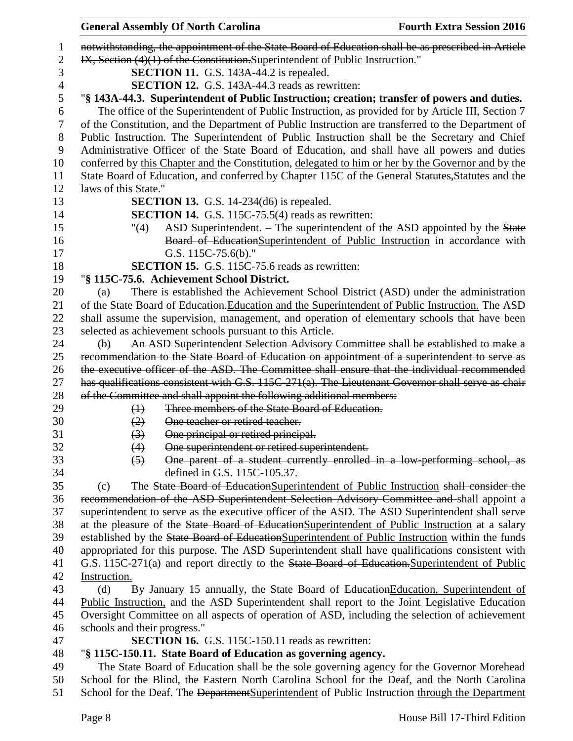~~notwithstanding, the appointment of the State Board of Education shall be as prescribed in Article IX, Section (4)(1) of the Constitution.~~Superintendent of Public Instruction."

**SECTION 11.** G.S. 143A-44.2 is repealed.

**SECTION 12.** G.S. 143A-44.3 reads as rewritten:

"**§ 143A-44.3. Superintendent of Public Instruction; creation; transfer of powers and duties.**

The office of the Superintendent of Public Instruction, as provided for by Article III, Section 7 of the Constitution, and the Department of Public Instruction are transferred to the Department of Public Instruction. The Superintendent of Public Instruction shall be the Secretary and Chief Administrative Officer of the State Board of Education, and shall have all powers and duties conferred by this Chapter and the Constitution, delegated to him or her by the Governor and by the State Board of Education, and conferred by Chapter 115C of the General ~~Statutes,~~Statutes and the laws of this State."

**SECTION 13.** G.S. 14-234(d6) is repealed.

**SECTION 14.** G.S. 115C-75.5(4) reads as rewritten:

"(4) ASD Superintendent. – The superintendent of the ASD appointed by the ~~State Board of Education~~Superintendent of Public Instruction in accordance with G.S. 115C-75.6(b)."

**SECTION 15.** G.S. 115C-75.6 reads as rewritten:

"**§ 115C-75.6. Achievement School District.**

(a) There is established the Achievement School District (ASD) under the administration of the State Board of ~~Education.~~Education and the Superintendent of Public Instruction. The ASD shall assume the supervision, management, and operation of elementary schools that have been selected as achievement schools pursuant to this Article.

~~(b) An ASD Superintendent Selection Advisory Committee shall be established to make a recommendation to the State Board of Education on appointment of a superintendent to serve as the executive officer of the ASD. The Committee shall ensure that the individual recommended has qualifications consistent with G.S. 115C-271(a). The Lieutenant Governor shall serve as chair of the Committee and shall appoint the following additional members:~~

~~(1) Three members of the State Board of Education.~~

~~(2) One teacher or retired teacher.~~

~~(3) One principal or retired principal.~~

~~(4) One superintendent or retired superintendent.~~

~~(5) One parent of a student currently enrolled in a low-performing school, as defined in G.S. 115C-105.37.~~

(c) The ~~State Board of Education~~Superintendent of Public Instruction ~~shall consider the recommendation of the ASD Superintendent Selection Advisory Committee and~~ shall appoint a superintendent to serve as the executive officer of the ASD. The ASD Superintendent shall serve at the pleasure of the ~~State Board of Education~~Superintendent of Public Instruction at a salary established by the ~~State Board of Education~~Superintendent of Public Instruction within the funds appropriated for this purpose. The ASD Superintendent shall have qualifications consistent with G.S. 115C-271(a) and report directly to the ~~State Board of Education.~~Superintendent of Public Instruction.

(d) By January 15 annually, the State Board of ~~Education~~Education, Superintendent of Public Instruction, and the ASD Superintendent shall report to the Joint Legislative Education Oversight Committee on all aspects of operation of ASD, including the selection of achievement schools and their progress."

**SECTION 16.** G.S. 115C-150.11 reads as rewritten:

"**§ 115C-150.11. State Board of Education as governing agency.**

The State Board of Education shall be the sole governing agency for the Governor Morehead School for the Blind, the Eastern North Carolina School for the Deaf, and the North Carolina School for the Deaf. The ~~Department~~Superintendent of Public Instruction through the Department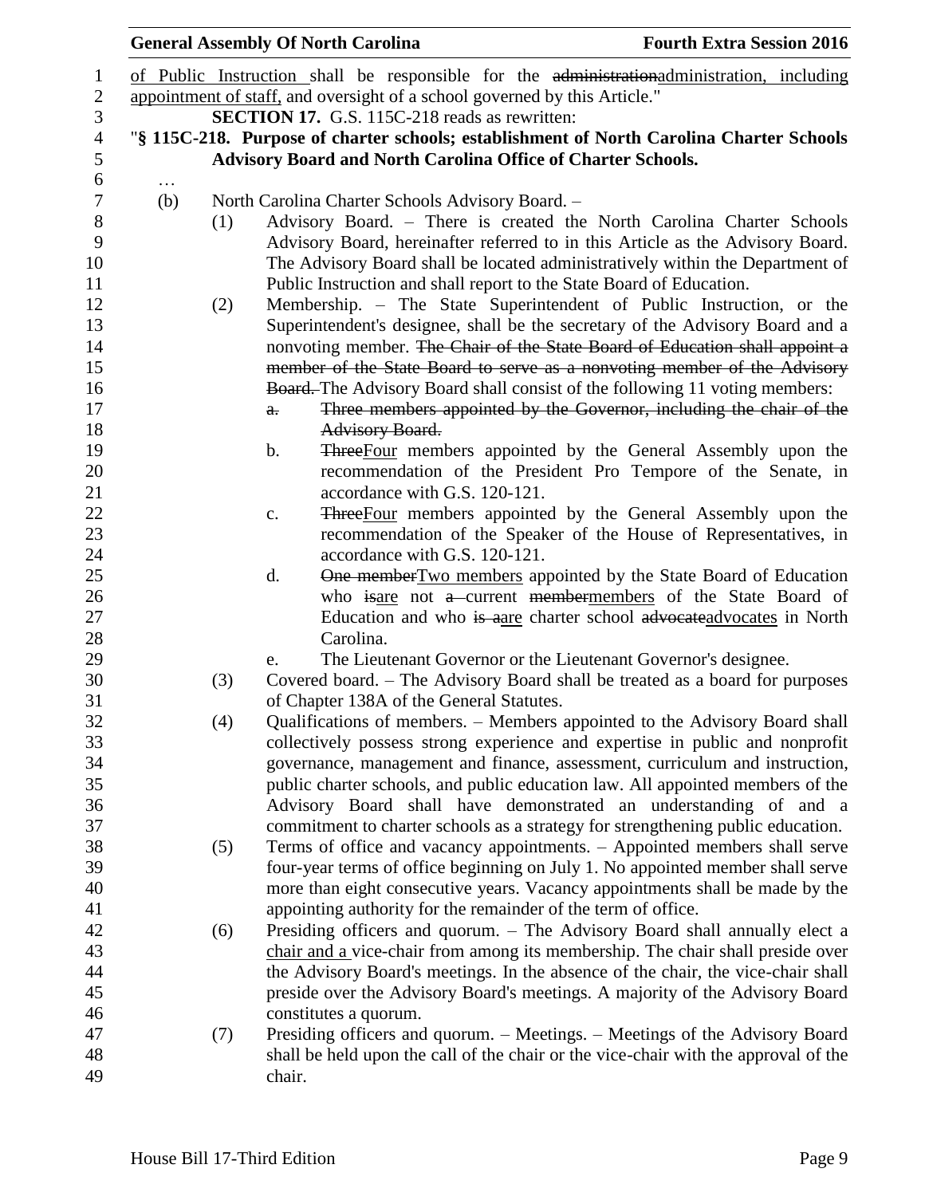of Public Instruction shall be responsible for the ~~administration~~administration, including appointment of staff, and oversight of a school governed by this Article."

**SECTION 17.** G.S. 115C-218 reads as rewritten:

"**§ 115C-218. Purpose of charter schools; establishment of North Carolina Charter Schools Advisory Board and North Carolina Office of Charter Schools.**

…

(b) North Carolina Charter Schools Advisory Board. –

(1) Advisory Board. – There is created the North Carolina Charter Schools Advisory Board, hereinafter referred to in this Article as the Advisory Board. The Advisory Board shall be located administratively within the Department of Public Instruction and shall report to the State Board of Education.

(2) Membership. – The State Superintendent of Public Instruction, or the Superintendent's designee, shall be the secretary of the Advisory Board and a nonvoting member. ~~The Chair of the State Board of Education shall appoint a member of the State Board to serve as a nonvoting member of the Advisory Board.~~ The Advisory Board shall consist of the following 11 voting members:

~~a. Three members appointed by the Governor, including the chair of the Advisory Board.~~

b. ~~Three~~Four members appointed by the General Assembly upon the recommendation of the President Pro Tempore of the Senate, in accordance with G.S. 120-121.

c. ~~Three~~Four members appointed by the General Assembly upon the recommendation of the Speaker of the House of Representatives, in accordance with G.S. 120-121.

d. ~~One member~~Two members appointed by the State Board of Education who ~~is~~are not ~~a~~ current ~~member~~members of the State Board of Education and who ~~is a~~are charter school ~~advocate~~advocates in North Carolina.

e. The Lieutenant Governor or the Lieutenant Governor's designee.

(3) Covered board. – The Advisory Board shall be treated as a board for purposes of Chapter 138A of the General Statutes.

(4) Qualifications of members. – Members appointed to the Advisory Board shall collectively possess strong experience and expertise in public and nonprofit governance, management and finance, assessment, curriculum and instruction, public charter schools, and public education law. All appointed members of the Advisory Board shall have demonstrated an understanding of and a commitment to charter schools as a strategy for strengthening public education.

(5) Terms of office and vacancy appointments. – Appointed members shall serve four-year terms of office beginning on July 1. No appointed member shall serve more than eight consecutive years. Vacancy appointments shall be made by the appointing authority for the remainder of the term of office.

(6) Presiding officers and quorum. – The Advisory Board shall annually elect a chair and a vice-chair from among its membership. The chair shall preside over the Advisory Board's meetings. In the absence of the chair, the vice-chair shall preside over the Advisory Board's meetings. A majority of the Advisory Board constitutes a quorum.

(7) Presiding officers and quorum. – Meetings. – Meetings of the Advisory Board shall be held upon the call of the chair or the vice-chair with the approval of the chair.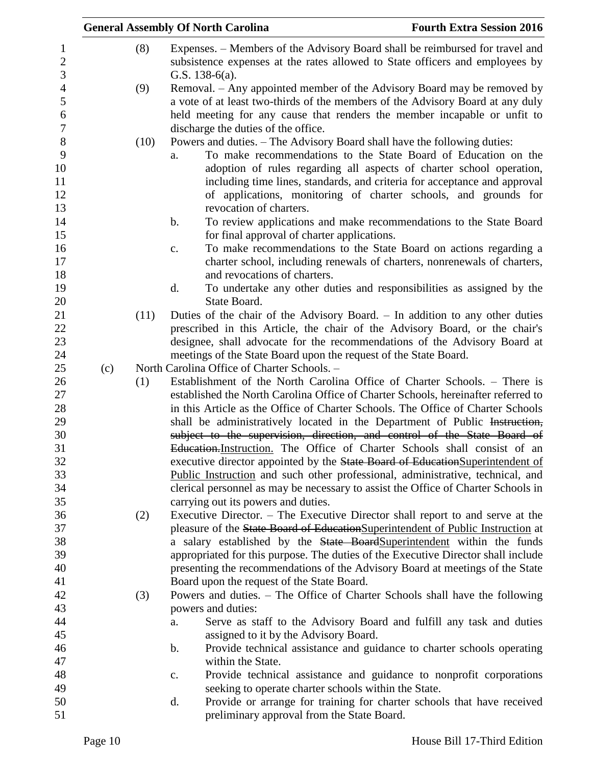(8) Expenses. – Members of the Advisory Board shall be reimbursed for travel and subsistence expenses at the rates allowed to State officers and employees by G.S. 138-6(a).

(9) Removal. – Any appointed member of the Advisory Board may be removed by a vote of at least two-thirds of the members of the Advisory Board at any duly held meeting for any cause that renders the member incapable or unfit to discharge the duties of the office.

(10) Powers and duties. – The Advisory Board shall have the following duties:

a. To make recommendations to the State Board of Education on the adoption of rules regarding all aspects of charter school operation, including time lines, standards, and criteria for acceptance and approval of applications, monitoring of charter schools, and grounds for revocation of charters.

b. To review applications and make recommendations to the State Board for final approval of charter applications.

c. To make recommendations to the State Board on actions regarding a charter school, including renewals of charters, nonrenewals of charters, and revocations of charters.

d. To undertake any other duties and responsibilities as assigned by the State Board.

(11) Duties of the chair of the Advisory Board. – In addition to any other duties prescribed in this Article, the chair of the Advisory Board, or the chair's designee, shall advocate for the recommendations of the Advisory Board at meetings of the State Board upon the request of the State Board.

(c) North Carolina Office of Charter Schools. –

(1) Establishment of the North Carolina Office of Charter Schools. – There is established the North Carolina Office of Charter Schools, hereinafter referred to in this Article as the Office of Charter Schools. The Office of Charter Schools shall be administratively located in the Department of Public ~~Instruction, subject to the supervision, direction, and control of the State Board of Education.~~Instruction. The Office of Charter Schools shall consist of an executive director appointed by the ~~State Board of Education~~Superintendent of Public Instruction and such other professional, administrative, technical, and clerical personnel as may be necessary to assist the Office of Charter Schools in carrying out its powers and duties.

(2) Executive Director. – The Executive Director shall report to and serve at the pleasure of the ~~State Board of Education~~Superintendent of Public Instruction at a salary established by the ~~State Board~~Superintendent within the funds appropriated for this purpose. The duties of the Executive Director shall include presenting the recommendations of the Advisory Board at meetings of the State Board upon the request of the State Board.

(3) Powers and duties. – The Office of Charter Schools shall have the following powers and duties:

a. Serve as staff to the Advisory Board and fulfill any task and duties assigned to it by the Advisory Board.

b. Provide technical assistance and guidance to charter schools operating within the State.

c. Provide technical assistance and guidance to nonprofit corporations seeking to operate charter schools within the State.

d. Provide or arrange for training for charter schools that have received preliminary approval from the State Board.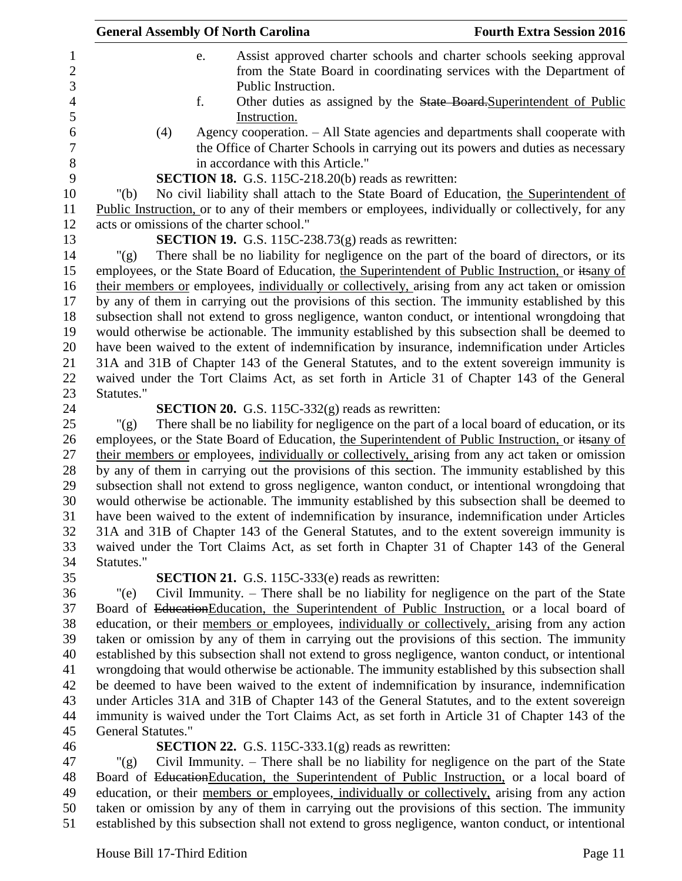e. Assist approved charter schools and charter schools seeking approval from the State Board in coordinating services with the Department of Public Instruction.

f. Other duties as assigned by the ~~State Board.~~Superintendent of Public Instruction.

(4) Agency cooperation. – All State agencies and departments shall cooperate with the Office of Charter Schools in carrying out its powers and duties as necessary in accordance with this Article."

**SECTION 18.** G.S. 115C-218.20(b) reads as rewritten:

"(b) No civil liability shall attach to the State Board of Education, the Superintendent of Public Instruction, or to any of their members or employees, individually or collectively, for any acts or omissions of the charter school."

**SECTION 19.** G.S. 115C-238.73(g) reads as rewritten:

"(g) There shall be no liability for negligence on the part of the board of directors, or its employees, or the State Board of Education, the Superintendent of Public Instruction, or ~~its~~any of their members or employees, individually or collectively, arising from any act taken or omission by any of them in carrying out the provisions of this section. The immunity established by this subsection shall not extend to gross negligence, wanton conduct, or intentional wrongdoing that would otherwise be actionable. The immunity established by this subsection shall be deemed to have been waived to the extent of indemnification by insurance, indemnification under Articles 31A and 31B of Chapter 143 of the General Statutes, and to the extent sovereign immunity is waived under the Tort Claims Act, as set forth in Article 31 of Chapter 143 of the General Statutes."

**SECTION 20.** G.S. 115C-332(g) reads as rewritten:

"(g) There shall be no liability for negligence on the part of a local board of education, or its employees, or the State Board of Education, the Superintendent of Public Instruction, or ~~its~~any of their members or employees, individually or collectively, arising from any act taken or omission by any of them in carrying out the provisions of this section. The immunity established by this subsection shall not extend to gross negligence, wanton conduct, or intentional wrongdoing that would otherwise be actionable. The immunity established by this subsection shall be deemed to have been waived to the extent of indemnification by insurance, indemnification under Articles 31A and 31B of Chapter 143 of the General Statutes, and to the extent sovereign immunity is waived under the Tort Claims Act, as set forth in Chapter 31 of Chapter 143 of the General Statutes."

**SECTION 21.** G.S. 115C-333(e) reads as rewritten:

"(e) Civil Immunity. – There shall be no liability for negligence on the part of the State Board of ~~Education~~Education, the Superintendent of Public Instruction, or a local board of education, or their members or employees, individually or collectively, arising from any action taken or omission by any of them in carrying out the provisions of this section. The immunity established by this subsection shall not extend to gross negligence, wanton conduct, or intentional wrongdoing that would otherwise be actionable. The immunity established by this subsection shall be deemed to have been waived to the extent of indemnification by insurance, indemnification under Articles 31A and 31B of Chapter 143 of the General Statutes, and to the extent sovereign immunity is waived under the Tort Claims Act, as set forth in Article 31 of Chapter 143 of the General Statutes."

**SECTION 22.** G.S. 115C-333.1(g) reads as rewritten:

"(g) Civil Immunity. – There shall be no liability for negligence on the part of the State Board of ~~Education~~Education, the Superintendent of Public Instruction, or a local board of education, or their members or employees, individually or collectively, arising from any action taken or omission by any of them in carrying out the provisions of this section. The immunity established by this subsection shall not extend to gross negligence, wanton conduct, or intentional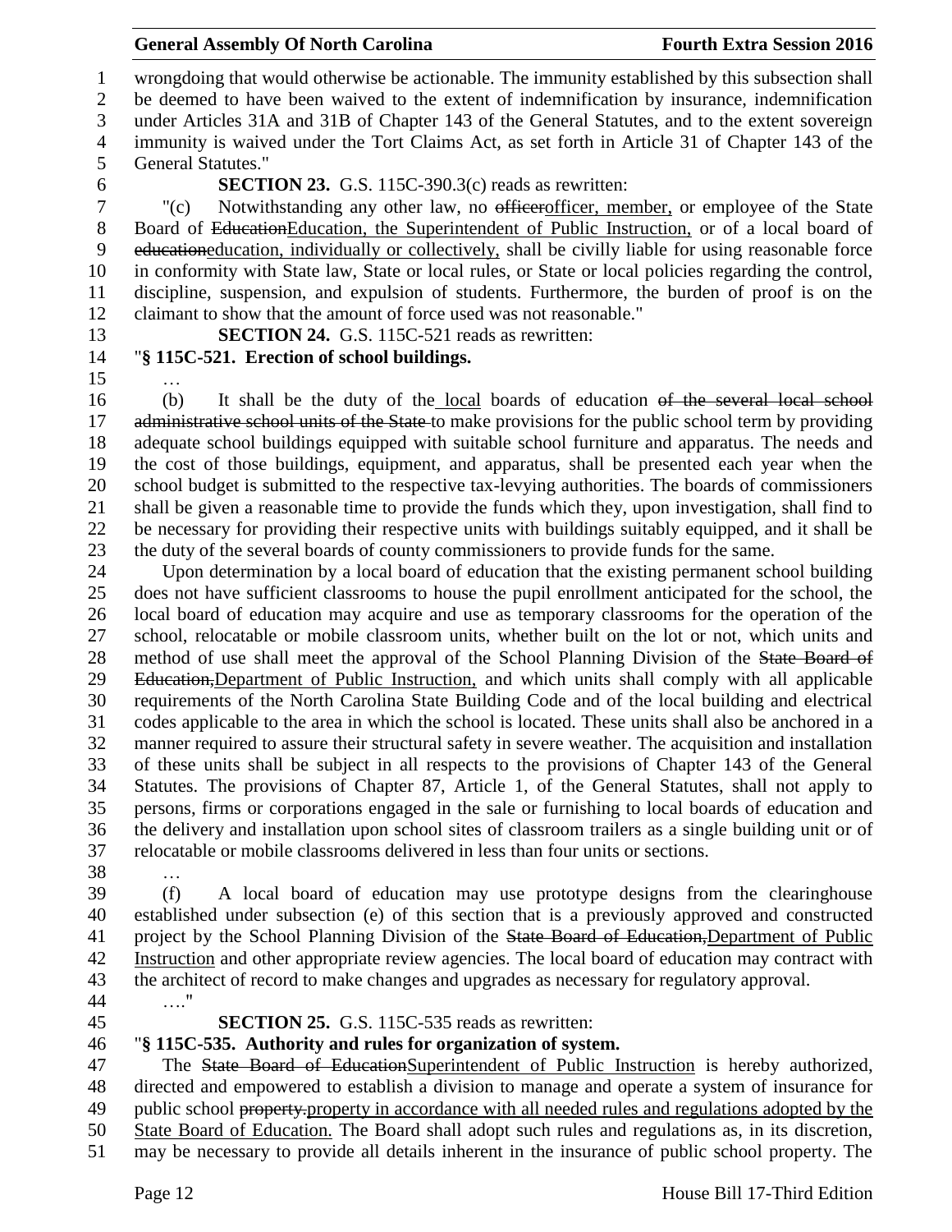wrongdoing that would otherwise be actionable. The immunity established by this subsection shall be deemed to have been waived to the extent of indemnification by insurance, indemnification under Articles 31A and 31B of Chapter 143 of the General Statutes, and to the extent sovereign immunity is waived under the Tort Claims Act, as set forth in Article 31 of Chapter 143 of the General Statutes."

**SECTION 23.** G.S. 115C-390.3(c) reads as rewritten:

"(c) Notwithstanding any other law, no ~~officer~~officer, member, or employee of the State Board of ~~Education~~Education, the Superintendent of Public Instruction, or of a local board of ~~education~~education, individually or collectively, shall be civilly liable for using reasonable force in conformity with State law, State or local rules, or State or local policies regarding the control, discipline, suspension, and expulsion of students. Furthermore, the burden of proof is on the claimant to show that the amount of force used was not reasonable."

**SECTION 24.** G.S. 115C-521 reads as rewritten:

"**§ 115C-521. Erection of school buildings.**

…

(b) It shall be the duty of the local boards of education ~~of the several local school administrative school units of the State~~ to make provisions for the public school term by providing adequate school buildings equipped with suitable school furniture and apparatus. The needs and the cost of those buildings, equipment, and apparatus, shall be presented each year when the school budget is submitted to the respective tax-levying authorities. The boards of commissioners shall be given a reasonable time to provide the funds which they, upon investigation, shall find to be necessary for providing their respective units with buildings suitably equipped, and it shall be the duty of the several boards of county commissioners to provide funds for the same.

Upon determination by a local board of education that the existing permanent school building does not have sufficient classrooms to house the pupil enrollment anticipated for the school, the local board of education may acquire and use as temporary classrooms for the operation of the school, relocatable or mobile classroom units, whether built on the lot or not, which units and method of use shall meet the approval of the School Planning Division of the ~~State Board of Education,~~Department of Public Instruction, and which units shall comply with all applicable requirements of the North Carolina State Building Code and of the local building and electrical codes applicable to the area in which the school is located. These units shall also be anchored in a manner required to assure their structural safety in severe weather. The acquisition and installation of these units shall be subject in all respects to the provisions of Chapter 143 of the General Statutes. The provisions of Chapter 87, Article 1, of the General Statutes, shall not apply to persons, firms or corporations engaged in the sale or furnishing to local boards of education and the delivery and installation upon school sites of classroom trailers as a single building unit or of relocatable or mobile classrooms delivered in less than four units or sections.

…

(f) A local board of education may use prototype designs from the clearinghouse established under subsection (e) of this section that is a previously approved and constructed project by the School Planning Division of the ~~State Board of Education,~~Department of Public Instruction and other appropriate review agencies. The local board of education may contract with the architect of record to make changes and upgrades as necessary for regulatory approval.

…."

**SECTION 25.** G.S. 115C-535 reads as rewritten:

"**§ 115C-535. Authority and rules for organization of system.**

The ~~State Board of Education~~Superintendent of Public Instruction is hereby authorized, directed and empowered to establish a division to manage and operate a system of insurance for public school ~~property.~~property in accordance with all needed rules and regulations adopted by the State Board of Education. The Board shall adopt such rules and regulations as, in its discretion, may be necessary to provide all details inherent in the insurance of public school property. The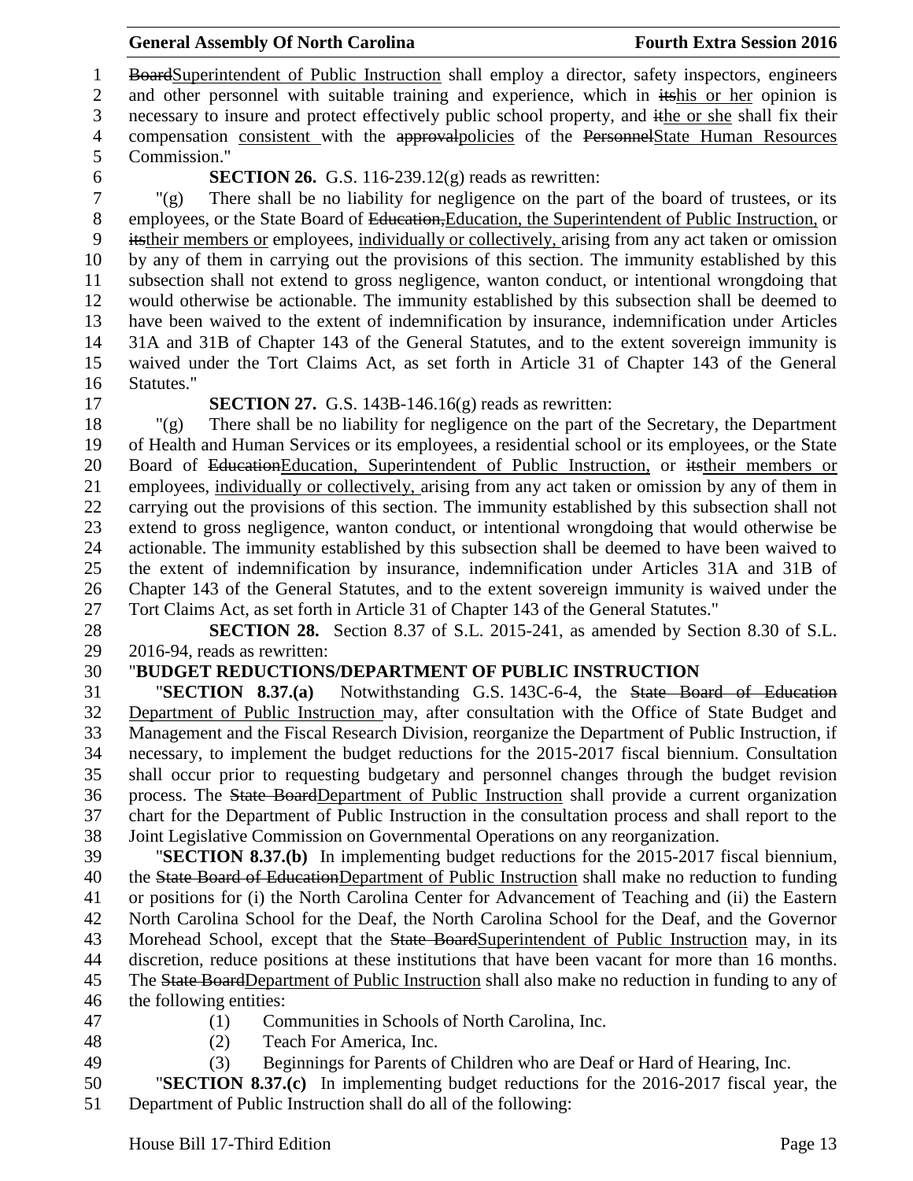BoardSuperintendent of Public Instruction shall employ a director, safety inspectors, engineers and other personnel with suitable training and experience, which in itshis or her opinion is necessary to insure and protect effectively public school property, and ithe or she shall fix their compensation consistent with the approvalpolicies of the PersonnelState Human Resources Commission."

**SECTION 26.** G.S. 116-239.12(g) reads as rewritten:

"(g) There shall be no liability for negligence on the part of the board of trustees, or its employees, or the State Board of Education,Education, the Superintendent of Public Instruction, or itstheir members or employees, individually or collectively, arising from any act taken or omission by any of them in carrying out the provisions of this section. The immunity established by this subsection shall not extend to gross negligence, wanton conduct, or intentional wrongdoing that would otherwise be actionable. The immunity established by this subsection shall be deemed to have been waived to the extent of indemnification by insurance, indemnification under Articles 31A and 31B of Chapter 143 of the General Statutes, and to the extent sovereign immunity is waived under the Tort Claims Act, as set forth in Article 31 of Chapter 143 of the General Statutes."

**SECTION 27.** G.S. 143B-146.16(g) reads as rewritten:

"(g) There shall be no liability for negligence on the part of the Secretary, the Department of Health and Human Services or its employees, a residential school or its employees, or the State Board of EducationEducation, Superintendent of Public Instruction, or itstheir members or employees, individually or collectively, arising from any act taken or omission by any of them in carrying out the provisions of this section. The immunity established by this subsection shall not extend to gross negligence, wanton conduct, or intentional wrongdoing that would otherwise be actionable. The immunity established by this subsection shall be deemed to have been waived to the extent of indemnification by insurance, indemnification under Articles 31A and 31B of Chapter 143 of the General Statutes, and to the extent sovereign immunity is waived under the Tort Claims Act, as set forth in Article 31 of Chapter 143 of the General Statutes."

**SECTION 28.** Section 8.37 of S.L. 2015-241, as amended by Section 8.30 of S.L. 2016-94, reads as rewritten:

"**BUDGET REDUCTIONS/DEPARTMENT OF PUBLIC INSTRUCTION**

"**SECTION 8.37.(a)** Notwithstanding G.S. 143C-6-4, the State Board of Education Department of Public Instruction may, after consultation with the Office of State Budget and Management and the Fiscal Research Division, reorganize the Department of Public Instruction, if necessary, to implement the budget reductions for the 2015-2017 fiscal biennium. Consultation shall occur prior to requesting budgetary and personnel changes through the budget revision process. The State BoardDepartment of Public Instruction shall provide a current organization chart for the Department of Public Instruction in the consultation process and shall report to the Joint Legislative Commission on Governmental Operations on any reorganization.

"**SECTION 8.37.(b)** In implementing budget reductions for the 2015-2017 fiscal biennium, the State Board of EducationDepartment of Public Instruction shall make no reduction to funding or positions for (i) the North Carolina Center for Advancement of Teaching and (ii) the Eastern North Carolina School for the Deaf, the North Carolina School for the Deaf, and the Governor Morehead School, except that the State BoardSuperintendent of Public Instruction may, in its discretion, reduce positions at these institutions that have been vacant for more than 16 months. The State BoardDepartment of Public Instruction shall also make no reduction in funding to any of the following entities:

(1) Communities in Schools of North Carolina, Inc.
(2) Teach For America, Inc.
(3) Beginnings for Parents of Children who are Deaf or Hard of Hearing, Inc.

"**SECTION 8.37.(c)** In implementing budget reductions for the 2016-2017 fiscal year, the Department of Public Instruction shall do all of the following: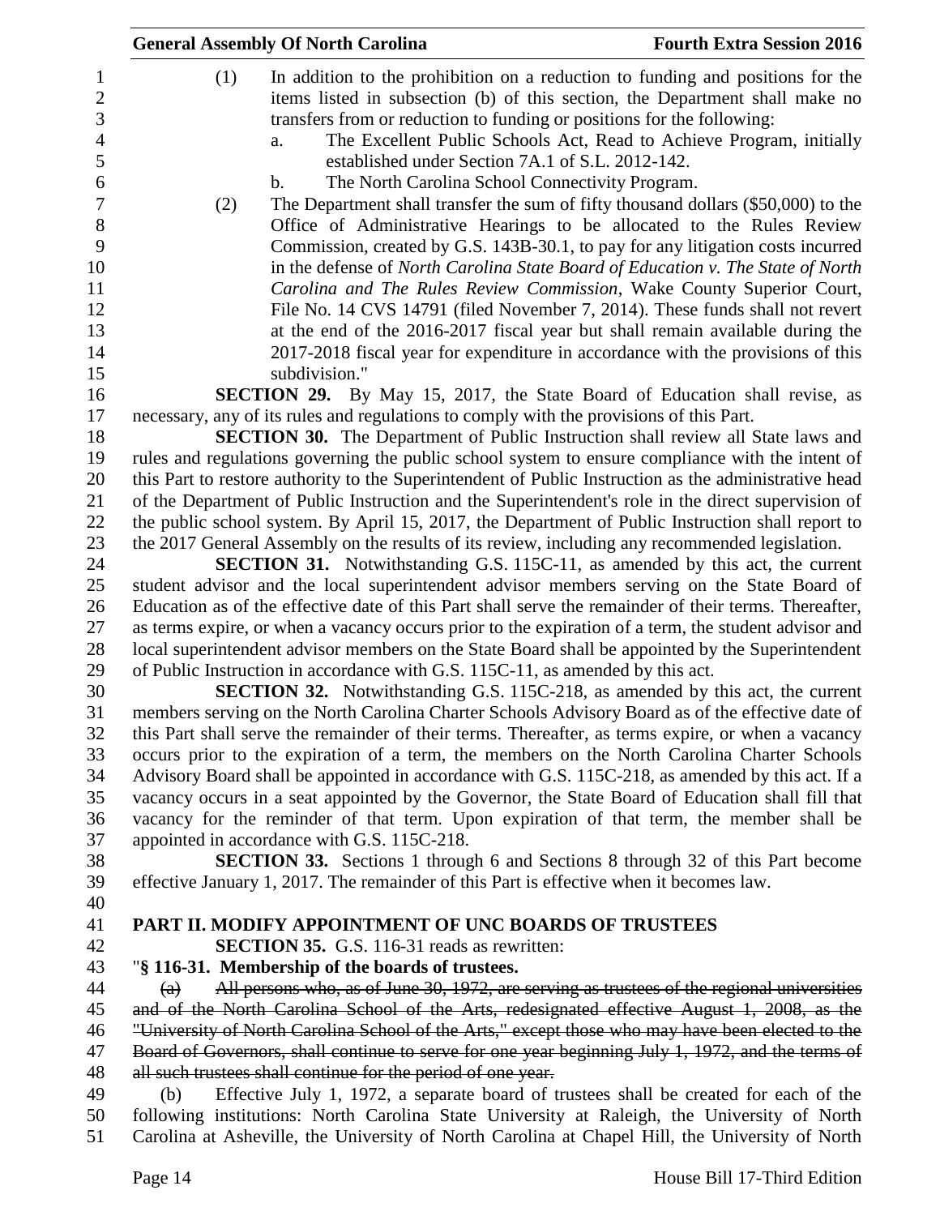(1) In addition to the prohibition on a reduction to funding and positions for the items listed in subsection (b) of this section, the Department shall make no transfers from or reduction to funding or positions for the following:

a. The Excellent Public Schools Act, Read to Achieve Program, initially established under Section 7A.1 of S.L. 2012-142.

b. The North Carolina School Connectivity Program.

(2) The Department shall transfer the sum of fifty thousand dollars ($50,000) to the Office of Administrative Hearings to be allocated to the Rules Review Commission, created by G.S. 143B-30.1, to pay for any litigation costs incurred in the defense of *North Carolina State Board of Education v. The State of North Carolina and The Rules Review Commission*, Wake County Superior Court, File No. 14 CVS 14791 (filed November 7, 2014). These funds shall not revert at the end of the 2016-2017 fiscal year but shall remain available during the 2017-2018 fiscal year for expenditure in accordance with the provisions of this subdivision."

**SECTION 29.** By May 15, 2017, the State Board of Education shall revise, as necessary, any of its rules and regulations to comply with the provisions of this Part.

**SECTION 30.** The Department of Public Instruction shall review all State laws and rules and regulations governing the public school system to ensure compliance with the intent of this Part to restore authority to the Superintendent of Public Instruction as the administrative head of the Department of Public Instruction and the Superintendent's role in the direct supervision of the public school system. By April 15, 2017, the Department of Public Instruction shall report to the 2017 General Assembly on the results of its review, including any recommended legislation.

**SECTION 31.** Notwithstanding G.S. 115C-11, as amended by this act, the current student advisor and the local superintendent advisor members serving on the State Board of Education as of the effective date of this Part shall serve the remainder of their terms. Thereafter, as terms expire, or when a vacancy occurs prior to the expiration of a term, the student advisor and local superintendent advisor members on the State Board shall be appointed by the Superintendent of Public Instruction in accordance with G.S. 115C-11, as amended by this act.

**SECTION 32.** Notwithstanding G.S. 115C-218, as amended by this act, the current members serving on the North Carolina Charter Schools Advisory Board as of the effective date of this Part shall serve the remainder of their terms. Thereafter, as terms expire, or when a vacancy occurs prior to the expiration of a term, the members on the North Carolina Charter Schools Advisory Board shall be appointed in accordance with G.S. 115C-218, as amended by this act. If a vacancy occurs in a seat appointed by the Governor, the State Board of Education shall fill that vacancy for the reminder of that term. Upon expiration of that term, the member shall be appointed in accordance with G.S. 115C-218.

**SECTION 33.** Sections 1 through 6 and Sections 8 through 32 of this Part become effective January 1, 2017. The remainder of this Part is effective when it becomes law.

**PART II. MODIFY APPOINTMENT OF UNC BOARDS OF TRUSTEES**

**SECTION 35.** G.S. 116-31 reads as rewritten:

"**§ 116-31. Membership of the boards of trustees.**

~~(a) All persons who, as of June 30, 1972, are serving as trustees of the regional universities and of the North Carolina School of the Arts, redesignated effective August 1, 2008, as the "University of North Carolina School of the Arts," except those who may have been elected to the Board of Governors, shall continue to serve for one year beginning July 1, 1972, and the terms of all such trustees shall continue for the period of one year.~~

(b) Effective July 1, 1972, a separate board of trustees shall be created for each of the following institutions: North Carolina State University at Raleigh, the University of North Carolina at Asheville, the University of North Carolina at Chapel Hill, the University of North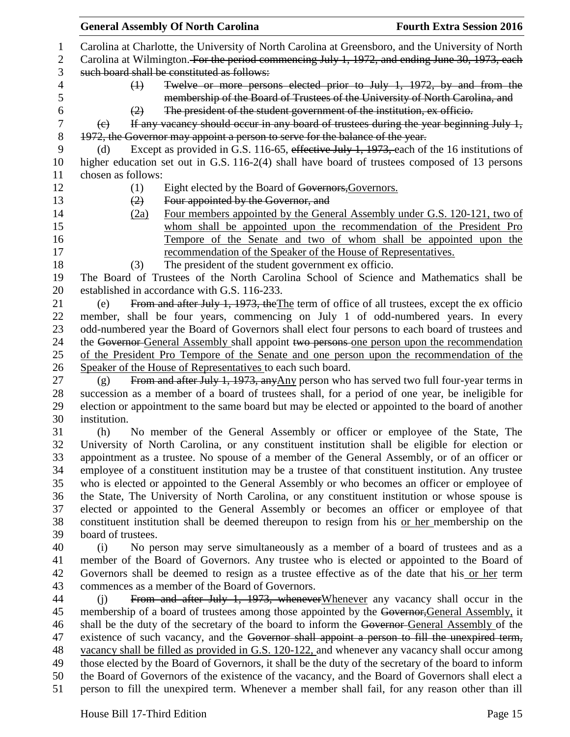Carolina at Charlotte, the University of North Carolina at Greensboro, and the University of North Carolina at Wilmington. ~~For the period commencing July 1, 1972, and ending June 30, 1973, each such board shall be constituted as follows:~~

~~(1) Twelve or more persons elected prior to July 1, 1972, by and from the membership of the Board of Trustees of the University of North Carolina, and~~

~~(2) The president of the student government of the institution, ex officio.~~

~~(c) If any vacancy should occur in any board of trustees during the year beginning July 1, 1972, the Governor may appoint a person to serve for the balance of the year.~~

(d) Except as provided in G.S. 116-65, ~~effective July 1, 1973,~~ each of the 16 institutions of higher education set out in G.S. 116-2(4) shall have board of trustees composed of 13 persons chosen as follows:

(1) Eight elected by the Board of ~~Governors,~~Governors.

~~(2) Four appointed by the Governor, and~~

(2a) Four members appointed by the General Assembly under G.S. 120-121, two of whom shall be appointed upon the recommendation of the President Pro Tempore of the Senate and two of whom shall be appointed upon the recommendation of the Speaker of the House of Representatives.

(3) The president of the student government ex officio.

The Board of Trustees of the North Carolina School of Science and Mathematics shall be established in accordance with G.S. 116-233.

(e) ~~From and after July 1, 1973, the~~The term of office of all trustees, except the ex officio member, shall be four years, commencing on July 1 of odd-numbered years. In every odd-numbered year the Board of Governors shall elect four persons to each board of trustees and the ~~Governor~~ General Assembly shall appoint ~~two persons~~ one person upon the recommendation of the President Pro Tempore of the Senate and one person upon the recommendation of the Speaker of the House of Representatives to each such board.

(g) ~~From and after July 1, 1973, any~~Any person who has served two full four-year terms in succession as a member of a board of trustees shall, for a period of one year, be ineligible for election or appointment to the same board but may be elected or appointed to the board of another institution.

(h) No member of the General Assembly or officer or employee of the State, The University of North Carolina, or any constituent institution shall be eligible for election or appointment as a trustee. No spouse of a member of the General Assembly, or of an officer or employee of a constituent institution may be a trustee of that constituent institution. Any trustee who is elected or appointed to the General Assembly or who becomes an officer or employee of the State, The University of North Carolina, or any constituent institution or whose spouse is elected or appointed to the General Assembly or becomes an officer or employee of that constituent institution shall be deemed thereupon to resign from his or her membership on the board of trustees.

(i) No person may serve simultaneously as a member of a board of trustees and as a member of the Board of Governors. Any trustee who is elected or appointed to the Board of Governors shall be deemed to resign as a trustee effective as of the date that his or her term commences as a member of the Board of Governors.

(j) ~~From and after July 1, 1973, whenever~~Whenever any vacancy shall occur in the membership of a board of trustees among those appointed by the ~~Governor,~~General Assembly, it shall be the duty of the secretary of the board to inform the ~~Governor~~ General Assembly of the existence of such vacancy, and the ~~Governor shall appoint a person to fill the unexpired term,~~ vacancy shall be filled as provided in G.S. 120-122, and whenever any vacancy shall occur among those elected by the Board of Governors, it shall be the duty of the secretary of the board to inform the Board of Governors of the existence of the vacancy, and the Board of Governors shall elect a person to fill the unexpired term. Whenever a member shall fail, for any reason other than ill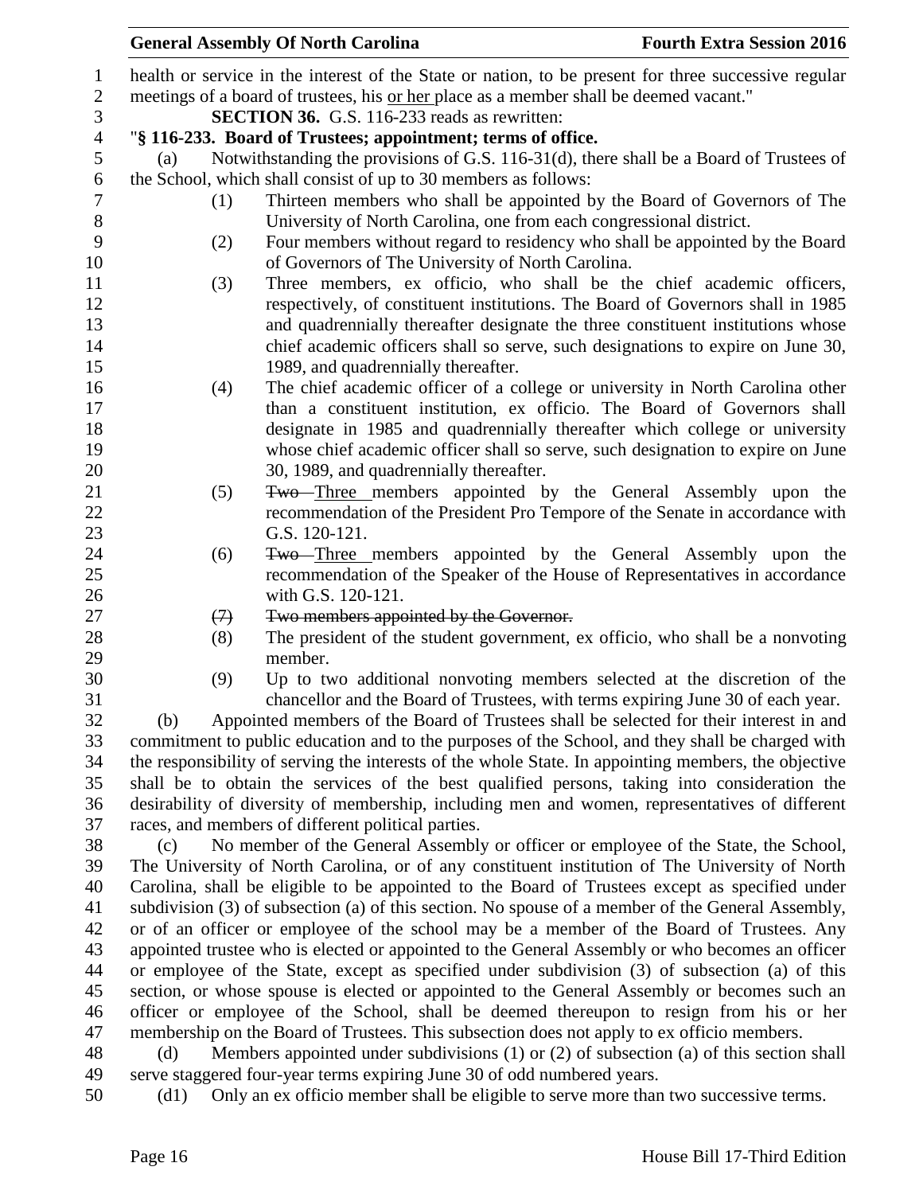health or service in the interest of the State or nation, to be present for three successive regular meetings of a board of trustees, his <u>or her</u> place as a member shall be deemed vacant."

**SECTION 36.** G.S. 116-233 reads as rewritten:

"**§ 116-233. Board of Trustees; appointment; terms of office.**

(a) Notwithstanding the provisions of G.S. 116-31(d), there shall be a Board of Trustees of the School, which shall consist of up to 30 members as follows:

(1) Thirteen members who shall be appointed by the Board of Governors of The University of North Carolina, one from each congressional district.

(2) Four members without regard to residency who shall be appointed by the Board of Governors of The University of North Carolina.

(3) Three members, ex officio, who shall be the chief academic officers, respectively, of constituent institutions. The Board of Governors shall in 1985 and quadrennially thereafter designate the three constituent institutions whose chief academic officers shall so serve, such designations to expire on June 30, 1989, and quadrennially thereafter.

(4) The chief academic officer of a college or university in North Carolina other than a constituent institution, ex officio. The Board of Governors shall designate in 1985 and quadrennially thereafter which college or university whose chief academic officer shall so serve, such designation to expire on June 30, 1989, and quadrennially thereafter.

(5) ~~Two~~ <u>Three</u> members appointed by the General Assembly upon the recommendation of the President Pro Tempore of the Senate in accordance with G.S. 120-121.

(6) ~~Two~~ <u>Three</u> members appointed by the General Assembly upon the recommendation of the Speaker of the House of Representatives in accordance with G.S. 120-121.

~~(7) Two members appointed by the Governor.~~

(8) The president of the student government, ex officio, who shall be a nonvoting member.

(9) Up to two additional nonvoting members selected at the discretion of the chancellor and the Board of Trustees, with terms expiring June 30 of each year.

(b) Appointed members of the Board of Trustees shall be selected for their interest in and commitment to public education and to the purposes of the School, and they shall be charged with the responsibility of serving the interests of the whole State. In appointing members, the objective shall be to obtain the services of the best qualified persons, taking into consideration the desirability of diversity of membership, including men and women, representatives of different races, and members of different political parties.

(c) No member of the General Assembly or officer or employee of the State, the School, The University of North Carolina, or of any constituent institution of The University of North Carolina, shall be eligible to be appointed to the Board of Trustees except as specified under subdivision (3) of subsection (a) of this section. No spouse of a member of the General Assembly, or of an officer or employee of the school may be a member of the Board of Trustees. Any appointed trustee who is elected or appointed to the General Assembly or who becomes an officer or employee of the State, except as specified under subdivision (3) of subsection (a) of this section, or whose spouse is elected or appointed to the General Assembly or becomes such an officer or employee of the School, shall be deemed thereupon to resign from his or her membership on the Board of Trustees. This subsection does not apply to ex officio members.

(d) Members appointed under subdivisions (1) or (2) of subsection (a) of this section shall serve staggered four-year terms expiring June 30 of odd numbered years.

(d1) Only an ex officio member shall be eligible to serve more than two successive terms.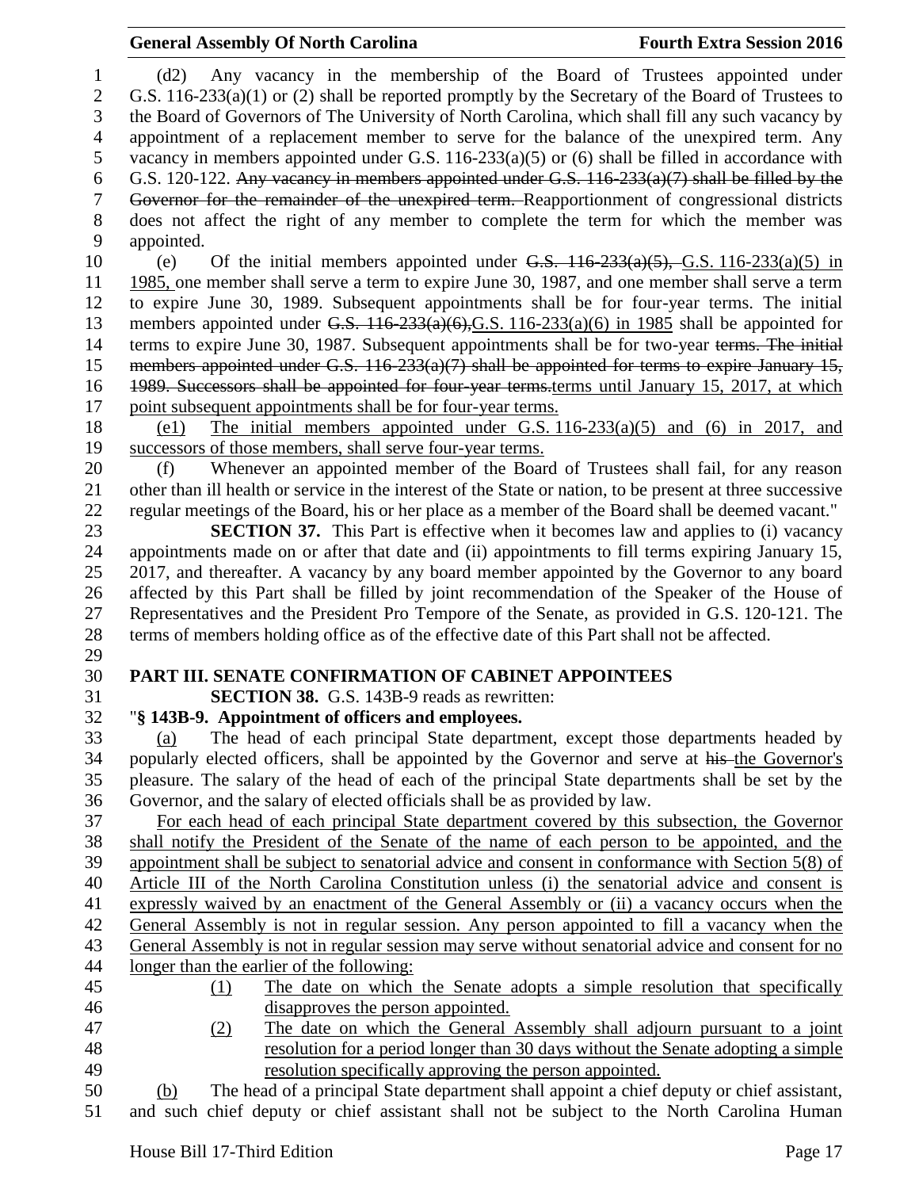(d2) Any vacancy in the membership of the Board of Trustees appointed under G.S. 116-233(a)(1) or (2) shall be reported promptly by the Secretary of the Board of Trustees to the Board of Governors of The University of North Carolina, which shall fill any such vacancy by appointment of a replacement member to serve for the balance of the unexpired term. Any vacancy in members appointed under G.S. 116-233(a)(5) or (6) shall be filled in accordance with G.S. 120-122. ~~Any vacancy in members appointed under G.S. 116-233(a)(7) shall be filled by the Governor for the remainder of the unexpired term.~~ Reapportionment of congressional districts does not affect the right of any member to complete the term for which the member was appointed.

(e) Of the initial members appointed under ~~G.S. 116-233(a)(5),~~ G.S. 116-233(a)(5) in 1985, one member shall serve a term to expire June 30, 1987, and one member shall serve a term to expire June 30, 1989. Subsequent appointments shall be for four-year terms. The initial members appointed under ~~G.S. 116-233(a)(6),~~G.S. 116-233(a)(6) in 1985 shall be appointed for terms to expire June 30, 1987. Subsequent appointments shall be for two-year ~~terms. The initial members appointed under G.S. 116-233(a)(7) shall be appointed for terms to expire January 15, 1989. Successors shall be appointed for four-year terms.~~terms until January 15, 2017, at which point subsequent appointments shall be for four-year terms.

(e1) The initial members appointed under G.S. 116-233(a)(5) and (6) in 2017, and successors of those members, shall serve four-year terms.

(f) Whenever an appointed member of the Board of Trustees shall fail, for any reason other than ill health or service in the interest of the State or nation, to be present at three successive regular meetings of the Board, his or her place as a member of the Board shall be deemed vacant."

**SECTION 37.** This Part is effective when it becomes law and applies to (i) vacancy appointments made on or after that date and (ii) appointments to fill terms expiring January 15, 2017, and thereafter. A vacancy by any board member appointed by the Governor to any board affected by this Part shall be filled by joint recommendation of the Speaker of the House of Representatives and the President Pro Tempore of the Senate, as provided in G.S. 120-121. The terms of members holding office as of the effective date of this Part shall not be affected.

## PART III. SENATE CONFIRMATION OF CABINET APPOINTEES

**SECTION 38.** G.S. 143B-9 reads as rewritten:

"**§ 143B-9. Appointment of officers and employees.**

(a) The head of each principal State department, except those departments headed by popularly elected officers, shall be appointed by the Governor and serve at ~~his~~ the Governor's pleasure. The salary of the head of each of the principal State departments shall be set by the Governor, and the salary of elected officials shall be as provided by law.

For each head of each principal State department covered by this subsection, the Governor shall notify the President of the Senate of the name of each person to be appointed, and the appointment shall be subject to senatorial advice and consent in conformance with Section 5(8) of Article III of the North Carolina Constitution unless (i) the senatorial advice and consent is expressly waived by an enactment of the General Assembly or (ii) a vacancy occurs when the General Assembly is not in regular session. Any person appointed to fill a vacancy when the General Assembly is not in regular session may serve without senatorial advice and consent for no longer than the earlier of the following:

(1) The date on which the Senate adopts a simple resolution that specifically disapproves the person appointed.

(2) The date on which the General Assembly shall adjourn pursuant to a joint resolution for a period longer than 30 days without the Senate adopting a simple resolution specifically approving the person appointed.

(b) The head of a principal State department shall appoint a chief deputy or chief assistant, and such chief deputy or chief assistant shall not be subject to the North Carolina Human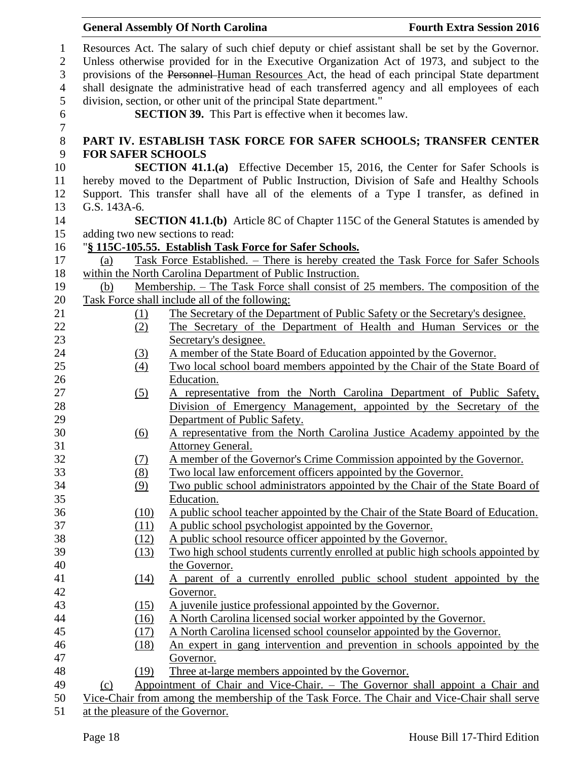Resources Act. The salary of such chief deputy or chief assistant shall be set by the Governor. Unless otherwise provided for in the Executive Organization Act of 1973, and subject to the provisions of the ~~Personnel~~ Human Resources Act, the head of each principal State department shall designate the administrative head of each transferred agency and all employees of each division, section, or other unit of the principal State department."

**SECTION 39.** This Part is effective when it becomes law.

**PART IV. ESTABLISH TASK FORCE FOR SAFER SCHOOLS; TRANSFER CENTER FOR SAFER SCHOOLS**

**SECTION 41.1.(a)** Effective December 15, 2016, the Center for Safer Schools is hereby moved to the Department of Public Instruction, Division of Safe and Healthy Schools Support. This transfer shall have all of the elements of a Type I transfer, as defined in G.S. 143A-6.

**SECTION 41.1.(b)** Article 8C of Chapter 115C of the General Statutes is amended by adding two new sections to read:

"**§ 115C-105.55. Establish Task Force for Safer Schools.**

(a) Task Force Established. – There is hereby created the Task Force for Safer Schools within the North Carolina Department of Public Instruction.

(b) Membership. – The Task Force shall consist of 25 members. The composition of the Task Force shall include all of the following:

(1) The Secretary of the Department of Public Safety or the Secretary's designee.

(2) The Secretary of the Department of Health and Human Services or the Secretary's designee.

(3) A member of the State Board of Education appointed by the Governor.

(4) Two local school board members appointed by the Chair of the State Board of Education.

(5) A representative from the North Carolina Department of Public Safety, Division of Emergency Management, appointed by the Secretary of the Department of Public Safety.

(6) A representative from the North Carolina Justice Academy appointed by the Attorney General.

(7) A member of the Governor's Crime Commission appointed by the Governor.

(8) Two local law enforcement officers appointed by the Governor.

(9) Two public school administrators appointed by the Chair of the State Board of Education.

(10) A public school teacher appointed by the Chair of the State Board of Education.

(11) A public school psychologist appointed by the Governor.

(12) A public school resource officer appointed by the Governor.

(13) Two high school students currently enrolled at public high schools appointed by the Governor.

(14) A parent of a currently enrolled public school student appointed by the Governor.

(15) A juvenile justice professional appointed by the Governor.

(16) A North Carolina licensed social worker appointed by the Governor.

(17) A North Carolina licensed school counselor appointed by the Governor.

(18) An expert in gang intervention and prevention in schools appointed by the Governor.

(19) Three at-large members appointed by the Governor.

(c) Appointment of Chair and Vice-Chair. – The Governor shall appoint a Chair and Vice-Chair from among the membership of the Task Force. The Chair and Vice-Chair shall serve at the pleasure of the Governor.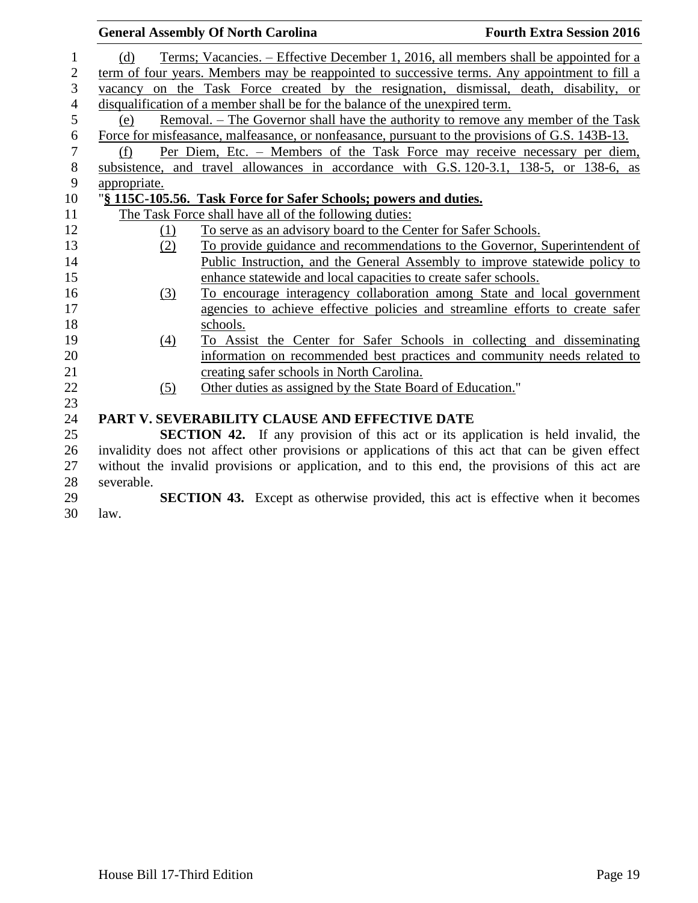(d) Terms; Vacancies. – Effective December 1, 2016, all members shall be appointed for a term of four years. Members may be reappointed to successive terms. Any appointment to fill a vacancy on the Task Force created by the resignation, dismissal, death, disability, or disqualification of a member shall be for the balance of the unexpired term.

(e) Removal. – The Governor shall have the authority to remove any member of the Task Force for misfeasance, malfeasance, or nonfeasance, pursuant to the provisions of G.S. 143B-13.

(f) Per Diem, Etc. – Members of the Task Force may receive necessary per diem, subsistence, and travel allowances in accordance with G.S. 120-3.1, 138-5, or 138-6, as appropriate.

"**§ 115C-105.56. Task Force for Safer Schools; powers and duties.**

The Task Force shall have all of the following duties:

(1) To serve as an advisory board to the Center for Safer Schools.

(2) To provide guidance and recommendations to the Governor, Superintendent of Public Instruction, and the General Assembly to improve statewide policy to enhance statewide and local capacities to create safer schools.

(3) To encourage interagency collaboration among State and local government agencies to achieve effective policies and streamline efforts to create safer schools.

(4) To Assist the Center for Safer Schools in collecting and disseminating information on recommended best practices and community needs related to creating safer schools in North Carolina.

(5) Other duties as assigned by the State Board of Education."

## PART V. SEVERABILITY CLAUSE AND EFFECTIVE DATE

**SECTION 42.** If any provision of this act or its application is held invalid, the invalidity does not affect other provisions or applications of this act that can be given effect without the invalid provisions or application, and to this end, the provisions of this act are severable.

**SECTION 43.** Except as otherwise provided, this act is effective when it becomes law.